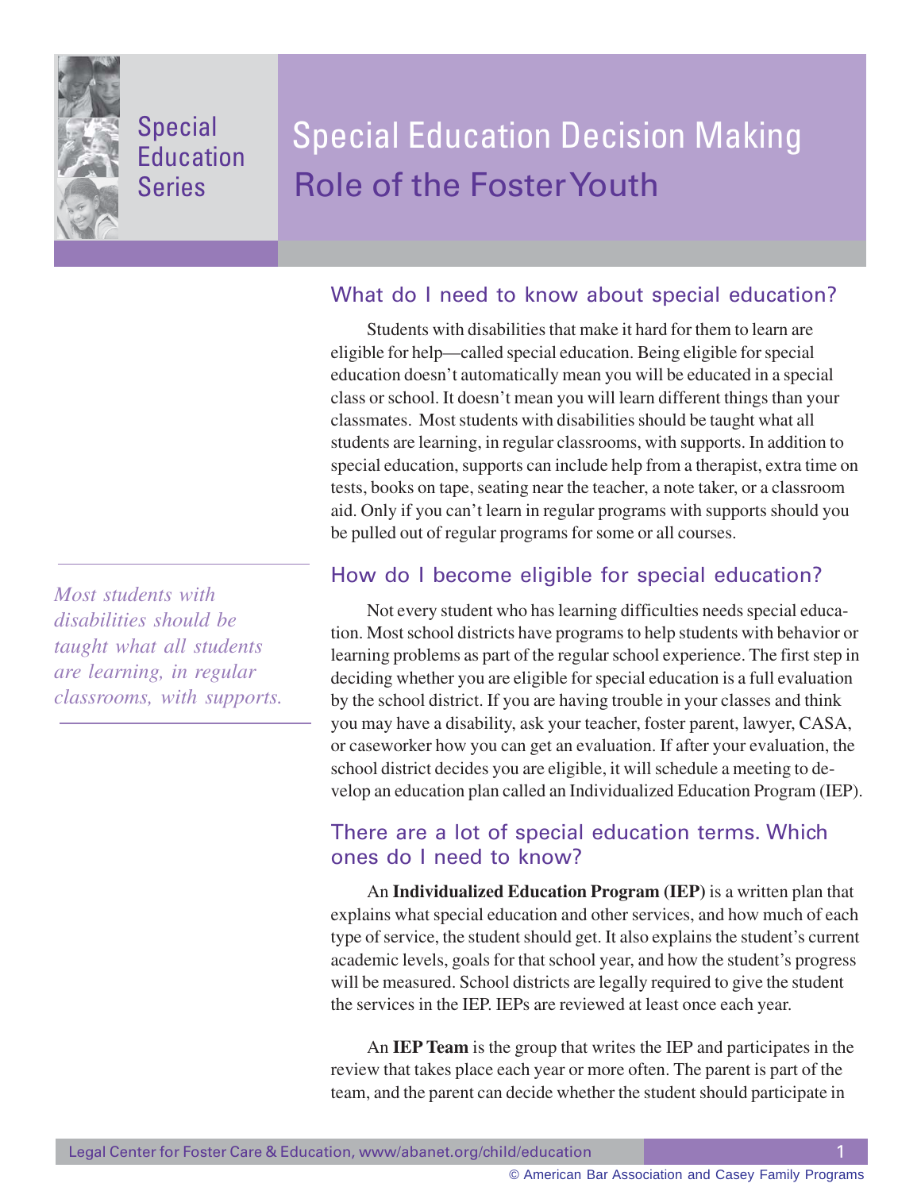Special Education Series

# Special Education Decision Making
## Role of the Foster Youth

### What do I need to know about special education?

Students with disabilities that make it hard for them to learn are eligible for help—called special education. Being eligible for special education doesn't automatically mean you will be educated in a special class or school. It doesn't mean you will learn different things than your classmates. Most students with disabilities should be taught what all students are learning, in regular classrooms, with supports. In addition to special education, supports can include help from a therapist, extra time on tests, books on tape, seating near the teacher, a note taker, or a classroom aid. Only if you can't learn in regular programs with supports should you be pulled out of regular programs for some or all courses.

*Most students with disabilities should be taught what all students are learning, in regular classrooms, with supports.*

### How do I become eligible for special education?

Not every student who has learning difficulties needs special education. Most school districts have programs to help students with behavior or learning problems as part of the regular school experience. The first step in deciding whether you are eligible for special education is a full evaluation by the school district. If you are having trouble in your classes and think you may have a disability, ask your teacher, foster parent, lawyer, CASA, or caseworker how you can get an evaluation. If after your evaluation, the school district decides you are eligible, it will schedule a meeting to develop an education plan called an Individualized Education Program (IEP).

### There are a lot of special education terms. Which ones do I need to know?

An **Individualized Education Program (IEP)** is a written plan that explains what special education and other services, and how much of each type of service, the student should get. It also explains the student's current academic levels, goals for that school year, and how the student's progress will be measured. School districts are legally required to give the student the services in the IEP. IEPs are reviewed at least once each year.

An **IEP Team** is the group that writes the IEP and participates in the review that takes place each year or more often. The parent is part of the team, and the parent can decide whether the student should participate in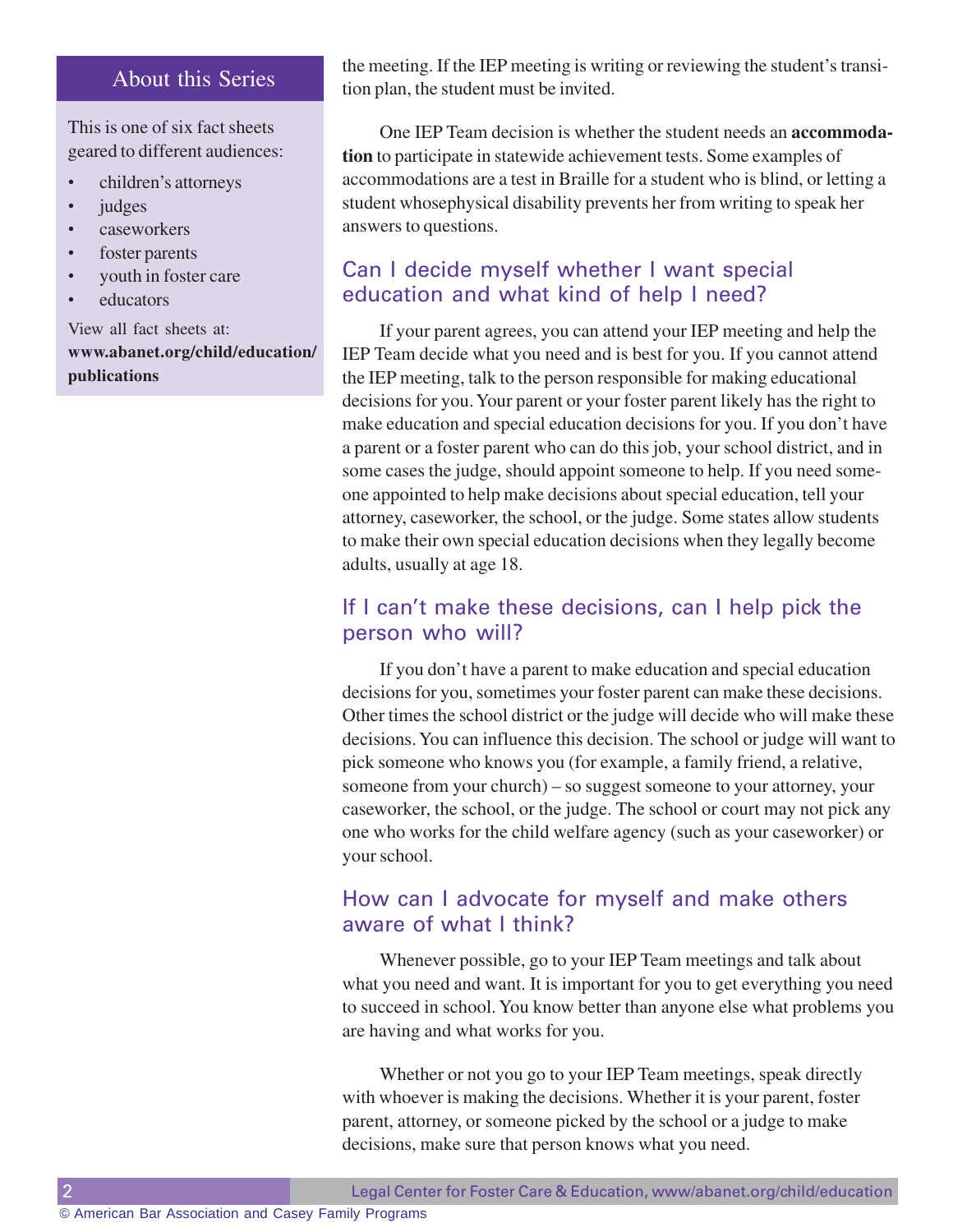## About this Series

This is one of six fact sheets geared to different audiences:

- children's attorneys
- judges
- caseworkers
- foster parents
- youth in foster care
- educators

View all fact sheets at: **www.abanet.org/child/education/publications**

the meeting. If the IEP meeting is writing or reviewing the student's transition plan, the student must be invited.

One IEP Team decision is whether the student needs an **accommodation** to participate in statewide achievement tests. Some examples of accommodations are a test in Braille for a student who is blind, or letting a student whosephysical disability prevents her from writing to speak her answers to questions.

## Can I decide myself whether I want special education and what kind of help I need?

If your parent agrees, you can attend your IEP meeting and help the IEP Team decide what you need and is best for you. If you cannot attend the IEP meeting, talk to the person responsible for making educational decisions for you. Your parent or your foster parent likely has the right to make education and special education decisions for you. If you don't have a parent or a foster parent who can do this job, your school district, and in some cases the judge, should appoint someone to help. If you need someone appointed to help make decisions about special education, tell your attorney, caseworker, the school, or the judge. Some states allow students to make their own special education decisions when they legally become adults, usually at age 18.

## If I can't make these decisions, can I help pick the person who will?

If you don't have a parent to make education and special education decisions for you, sometimes your foster parent can make these decisions. Other times the school district or the judge will decide who will make these decisions. You can influence this decision. The school or judge will want to pick someone who knows you (for example, a family friend, a relative, someone from your church) – so suggest someone to your attorney, your caseworker, the school, or the judge. The school or court may not pick any one who works for the child welfare agency (such as your caseworker) or your school.

## How can I advocate for myself and make others aware of what I think?

Whenever possible, go to your IEP Team meetings and talk about what you need and want. It is important for you to get everything you need to succeed in school. You know better than anyone else what problems you are having and what works for you.

Whether or not you go to your IEP Team meetings, speak directly with whoever is making the decisions. Whether it is your parent, foster parent, attorney, or someone picked by the school or a judge to make decisions, make sure that person knows what you need.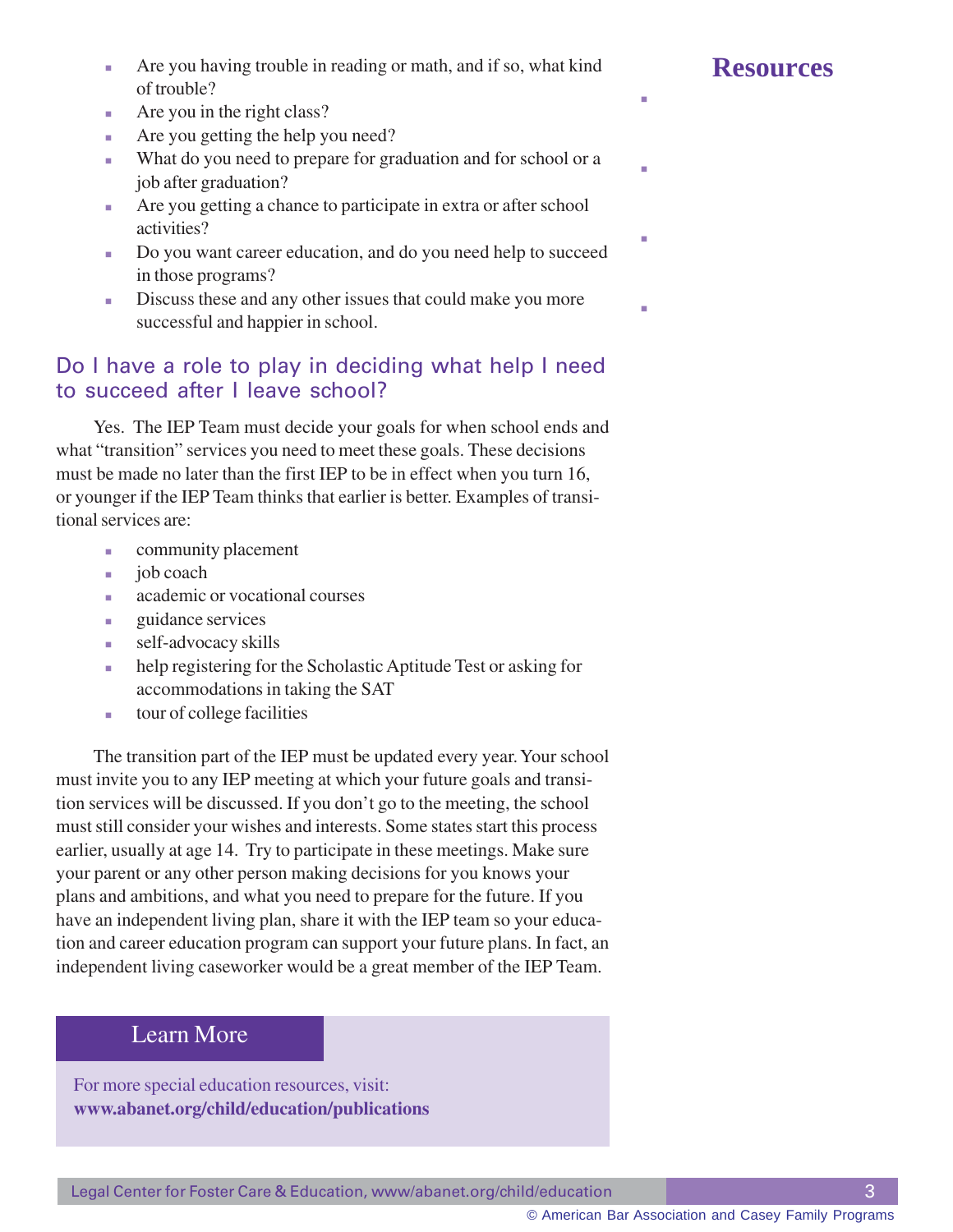- Are you having trouble in reading or math, and if so, what kind of trouble?
- Are you in the right class?
- Are you getting the help you need?
- What do you need to prepare for graduation and for school or a job after graduation?
- Are you getting a chance to participate in extra or after school activities?
- Do you want career education, and do you need help to succeed in those programs?
- Discuss these and any other issues that could make you more successful and happier in school.

## Do I have a role to play in deciding what help I need to succeed after I leave school?

Yes. The IEP Team must decide your goals for when school ends and what "transition" services you need to meet these goals. These decisions must be made no later than the first IEP to be in effect when you turn 16, or younger if the IEP Team thinks that earlier is better. Examples of transitional services are:

- community placement
- job coach
- academic or vocational courses
- guidance services
- self-advocacy skills
- help registering for the Scholastic Aptitude Test or asking for accommodations in taking the SAT
- tour of college facilities

The transition part of the IEP must be updated every year. Your school must invite you to any IEP meeting at which your future goals and transition services will be discussed. If you don't go to the meeting, the school must still consider your wishes and interests. Some states start this process earlier, usually at age 14. Try to participate in these meetings. Make sure your parent or any other person making decisions for you knows your plans and ambitions, and what you need to prepare for the future. If you have an independent living plan, share it with the IEP team so your education and career education program can support your future plans. In fact, an independent living caseworker would be a great member of the IEP Team.

## Learn More

For more special education resources, visit:
**www.abanet.org/child/education/publications**

## Resources

© American Bar Association and Casey Family Programs